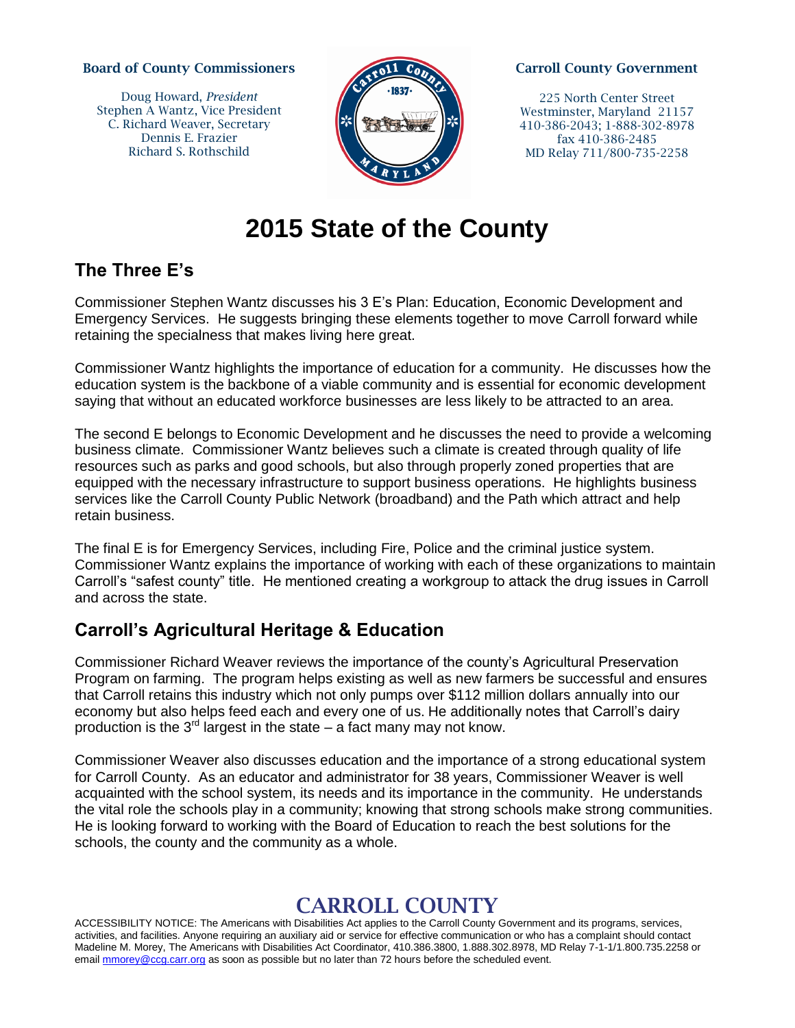**Board of County Commissioners**

Doug Howard, *President*
Stephen A Wantz, Vice President
C. Richard Weaver, Secretary
Dennis E. Frazier
Richard S. Rothschild

**Carroll County Government**

225 North Center Street
Westminster, Maryland 21157
410-386-2043; 1-888-302-8978
fax 410-386-2485
MD Relay 711/800-735-2258

# 2015 State of the County

## The Three E's

Commissioner Stephen Wantz discusses his 3 E's Plan: Education, Economic Development and Emergency Services. He suggests bringing these elements together to move Carroll forward while retaining the specialness that makes living here great.

Commissioner Wantz highlights the importance of education for a community. He discusses how the education system is the backbone of a viable community and is essential for economic development saying that without an educated workforce businesses are less likely to be attracted to an area.

The second E belongs to Economic Development and he discusses the need to provide a welcoming business climate. Commissioner Wantz believes such a climate is created through quality of life resources such as parks and good schools, but also through properly zoned properties that are equipped with the necessary infrastructure to support business operations. He highlights business services like the Carroll County Public Network (broadband) and the Path which attract and help retain business.

The final E is for Emergency Services, including Fire, Police and the criminal justice system. Commissioner Wantz explains the importance of working with each of these organizations to maintain Carroll's "safest county" title. He mentioned creating a workgroup to attack the drug issues in Carroll and across the state.

## Carroll's Agricultural Heritage & Education

Commissioner Richard Weaver reviews the importance of the county's Agricultural Preservation Program on farming. The program helps existing as well as new farmers be successful and ensures that Carroll retains this industry which not only pumps over $112 million dollars annually into our economy but also helps feed each and every one of us. He additionally notes that Carroll's dairy production is the 3rd largest in the state – a fact many may not know.

Commissioner Weaver also discusses education and the importance of a strong educational system for Carroll County. As an educator and administrator for 38 years, Commissioner Weaver is well acquainted with the school system, its needs and its importance in the community. He understands the vital role the schools play in a community; knowing that strong schools make strong communities. He is looking forward to working with the Board of Education to reach the best solutions for the schools, the county and the community as a whole.

**CARROLL COUNTY**

ACCESSIBILITY NOTICE: The Americans with Disabilities Act applies to the Carroll County Government and its programs, services, activities, and facilities. Anyone requiring an auxiliary aid or service for effective communication or who has a complaint should contact Madeline M. Morey, The Americans with Disabilities Act Coordinator, 410.386.3800, 1.888.302.8978, MD Relay 7-1-1/1.800.735.2258 or email mmorey@ccg.carr.org as soon as possible but no later than 72 hours before the scheduled event.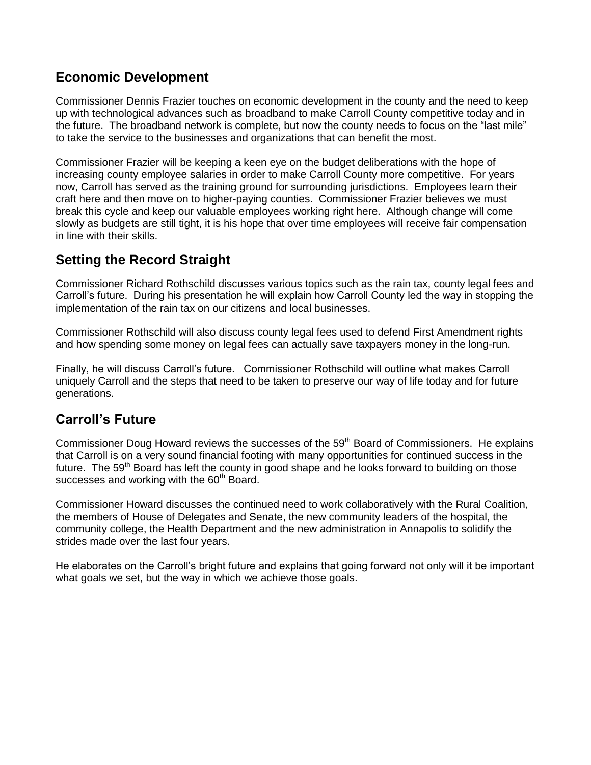## Economic Development

Commissioner Dennis Frazier touches on economic development in the county and the need to keep up with technological advances such as broadband to make Carroll County competitive today and in the future. The broadband network is complete, but now the county needs to focus on the "last mile" to take the service to the businesses and organizations that can benefit the most.

Commissioner Frazier will be keeping a keen eye on the budget deliberations with the hope of increasing county employee salaries in order to make Carroll County more competitive. For years now, Carroll has served as the training ground for surrounding jurisdictions. Employees learn their craft here and then move on to higher-paying counties. Commissioner Frazier believes we must break this cycle and keep our valuable employees working right here. Although change will come slowly as budgets are still tight, it is his hope that over time employees will receive fair compensation in line with their skills.

## Setting the Record Straight

Commissioner Richard Rothschild discusses various topics such as the rain tax, county legal fees and Carroll's future. During his presentation he will explain how Carroll County led the way in stopping the implementation of the rain tax on our citizens and local businesses.

Commissioner Rothschild will also discuss county legal fees used to defend First Amendment rights and how spending some money on legal fees can actually save taxpayers money in the long-run.

Finally, he will discuss Carroll's future. Commissioner Rothschild will outline what makes Carroll uniquely Carroll and the steps that need to be taken to preserve our way of life today and for future generations.

## Carroll's Future

Commissioner Doug Howard reviews the successes of the 59th Board of Commissioners. He explains that Carroll is on a very sound financial footing with many opportunities for continued success in the future. The 59th Board has left the county in good shape and he looks forward to building on those successes and working with the 60th Board.

Commissioner Howard discusses the continued need to work collaboratively with the Rural Coalition, the members of House of Delegates and Senate, the new community leaders of the hospital, the community college, the Health Department and the new administration in Annapolis to solidify the strides made over the last four years.

He elaborates on the Carroll's bright future and explains that going forward not only will it be important what goals we set, but the way in which we achieve those goals.